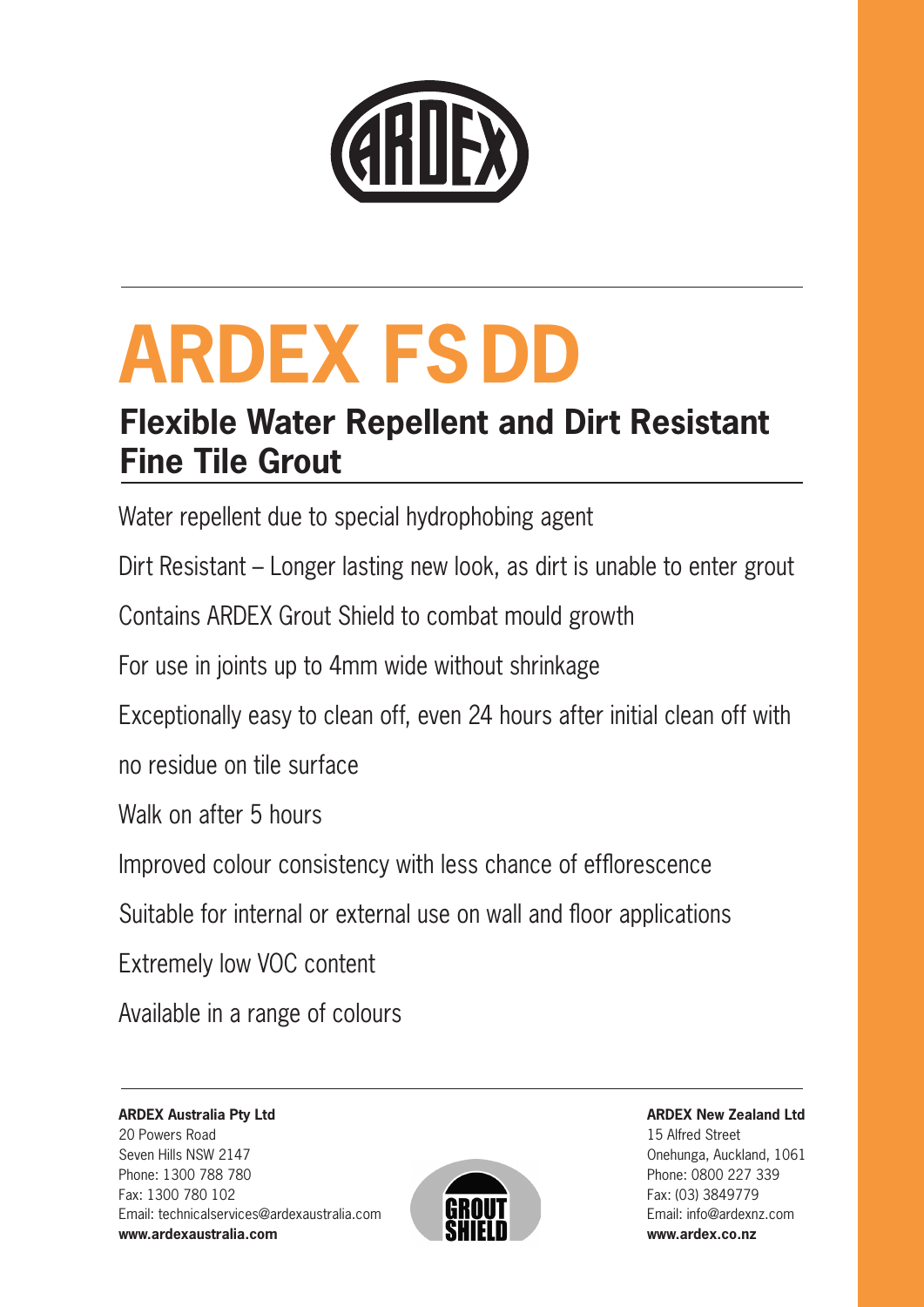# ARDEX FS DD

## Flexible Water Repellent and Dirt Resistant Fine Tile Grout

Water repellent due to special hydrophobing agent

Dirt Resistant – Longer lasting new look, as dirt is unable to enter grout

Contains ARDEX Grout Shield to combat mould growth

For use in joints up to 4mm wide without shrinkage

Exceptionally easy to clean off, even 24 hours after initial clean off with no residue on tile surface

Walk on after 5 hours

Improved colour consistency with less chance of efflorescence

Suitable for internal or external use on wall and floor applications

Extremely low VOC content

Available in a range of colours

**ARDEX Australia Pty Ltd**
20 Powers Road
Seven Hills NSW 2147
Phone: 1300 788 780
Fax: 1300 780 102
Email: technicalservices@ardexaustralia.com
**www.ardexaustralia.com**

**ARDEX New Zealand Ltd**
15 Alfred Street
Onehunga, Auckland, 1061
Phone: 0800 227 339
Fax: (03) 3849779
Email: info@ardexnz.com
**www.ardex.co.nz**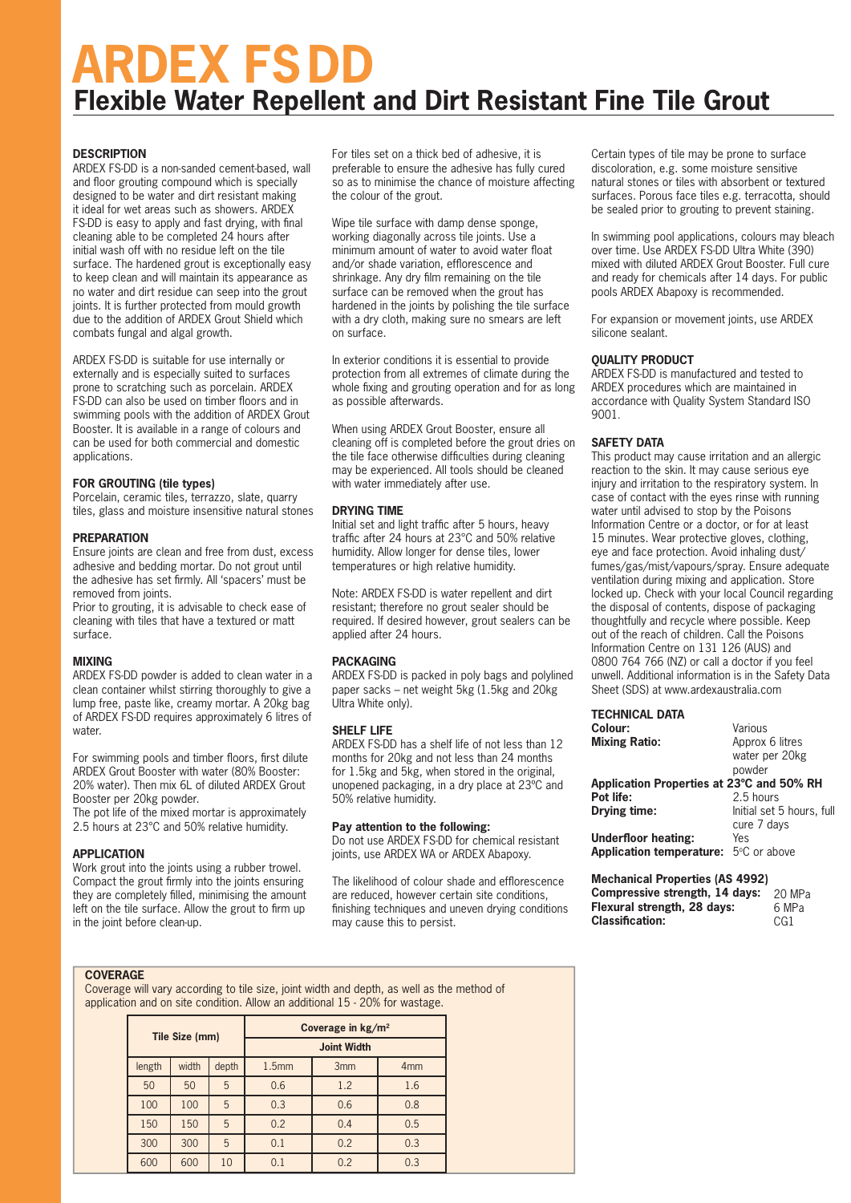# ARDEX FS DD

## Flexible Water Repellent and Dirt Resistant Fine Tile Grout

### DESCRIPTION

ARDEX FS-DD is a non-sanded cement-based, wall and floor grouting compound which is specially designed to be water and dirt resistant making it ideal for wet areas such as showers. ARDEX FS-DD is easy to apply and fast drying, with final cleaning able to be completed 24 hours after initial wash off with no residue left on the tile surface. The hardened grout is exceptionally easy to keep clean and will maintain its appearance as no water and dirt residue can seep into the grout joints. It is further protected from mould growth due to the addition of ARDEX Grout Shield which combats fungal and algal growth.

ARDEX FS-DD is suitable for use internally or externally and is especially suited to surfaces prone to scratching such as porcelain. ARDEX FS-DD can also be used on timber floors and in swimming pools with the addition of ARDEX Grout Booster. It is available in a range of colours and can be used for both commercial and domestic applications.

### FOR GROUTING (tile types)

Porcelain, ceramic tiles, terrazzo, slate, quarry tiles, glass and moisture insensitive natural stones

### PREPARATION

Ensure joints are clean and free from dust, excess adhesive and bedding mortar. Do not grout until the adhesive has set firmly. All 'spacers' must be removed from joints.
Prior to grouting, it is advisable to check ease of cleaning with tiles that have a textured or matt surface.

### MIXING

ARDEX FS-DD powder is added to clean water in a clean container whilst stirring thoroughly to give a lump free, paste like, creamy mortar. A 20kg bag of ARDEX FS-DD requires approximately 6 litres of water.

For swimming pools and timber floors, first dilute ARDEX Grout Booster with water (80% Booster: 20% water). Then mix 6L of diluted ARDEX Grout Booster per 20kg powder.
The pot life of the mixed mortar is approximately 2.5 hours at 23°C and 50% relative humidity.

### APPLICATION

Work grout into the joints using a rubber trowel. Compact the grout firmly into the joints ensuring they are completely filled, minimising the amount left on the tile surface. Allow the grout to firm up in the joint before clean-up.

For tiles set on a thick bed of adhesive, it is preferable to ensure the adhesive has fully cured so as to minimise the chance of moisture affecting the colour of the grout.

Wipe tile surface with damp dense sponge, working diagonally across tile joints. Use a minimum amount of water to avoid water float and/or shade variation, efflorescence and shrinkage. Any dry film remaining on the tile surface can be removed when the grout has hardened in the joints by polishing the tile surface with a dry cloth, making sure no smears are left on surface.

In exterior conditions it is essential to provide protection from all extremes of climate during the whole fixing and grouting operation and for as long as possible afterwards.

When using ARDEX Grout Booster, ensure all cleaning off is completed before the grout dries on the tile face otherwise difficulties during cleaning may be experienced. All tools should be cleaned with water immediately after use.

### DRYING TIME

Initial set and light traffic after 5 hours, heavy traffic after 24 hours at 23°C and 50% relative humidity. Allow longer for dense tiles, lower temperatures or high relative humidity.

Note: ARDEX FS-DD is water repellent and dirt resistant; therefore no grout sealer should be required. If desired however, grout sealers can be applied after 24 hours.

### PACKAGING

ARDEX FS-DD is packed in poly bags and polylined paper sacks – net weight 5kg (1.5kg and 20kg Ultra White only).

### SHELF LIFE

ARDEX FS-DD has a shelf life of not less than 12 months for 20kg and not less than 24 months for 1.5kg and 5kg, when stored in the original, unopened packaging, in a dry place at 23ºC and 50% relative humidity.

### Pay attention to the following:

Do not use ARDEX FS-DD for chemical resistant joints, use ARDEX WA or ARDEX Abapoxy.

The likelihood of colour shade and efflorescence are reduced, however certain site conditions, finishing techniques and uneven drying conditions may cause this to persist.

Certain types of tile may be prone to surface discoloration, e.g. some moisture sensitive natural stones or tiles with absorbent or textured surfaces. Porous face tiles e.g. terracotta, should be sealed prior to grouting to prevent staining.

In swimming pool applications, colours may bleach over time. Use ARDEX FS-DD Ultra White (390) mixed with diluted ARDEX Grout Booster. Full cure and ready for chemicals after 14 days. For public pools ARDEX Abapoxy is recommended.

For expansion or movement joints, use ARDEX silicone sealant.

### QUALITY PRODUCT

ARDEX FS-DD is manufactured and tested to ARDEX procedures which are maintained in accordance with Quality System Standard ISO 9001.

### SAFETY DATA

This product may cause irritation and an allergic reaction to the skin. It may cause serious eye injury and irritation to the respiratory system. In case of contact with the eyes rinse with running water until advised to stop by the Poisons Information Centre or a doctor, or for at least 15 minutes. Wear protective gloves, clothing, eye and face protection. Avoid inhaling dust/fumes/gas/mist/vapours/spray. Ensure adequate ventilation during mixing and application. Store locked up. Check with your local Council regarding the disposal of contents, dispose of packaging thoughtfully and recycle where possible. Keep out of the reach of children. Call the Poisons Information Centre on 131 126 (AUS) and 0800 764 766 (NZ) or call a doctor if you feel unwell. Additional information is in the Safety Data Sheet (SDS) at www.ardexaustralia.com

### TECHNICAL DATA

**Colour:** Various
**Mixing Ratio:** Approx 6 litres water per 20kg powder

**Application Properties at 23ºC and 50% RH**
**Pot life:** 2.5 hours
**Drying time:** Initial set 5 hours, full cure 7 days
**Underfloor heating:** Yes
**Application temperature:** 5ºC or above

**Mechanical Properties (AS 4992)**
**Compressive strength, 14 days:** 20 MPa
**Flexural strength, 28 days:** 6 MPa
**Classification:** CG1

### COVERAGE

Coverage will vary according to tile size, joint width and depth, as well as the method of application and on site condition. Allow an additional 15 - 20% for wastage.

| Tile Size (mm) | | | Coverage in kg/m² | | |
|---|---|---|---|---|---|
| | | | Joint Width | | |
| length | width | depth | 1.5mm | 3mm | 4mm |
| 50 | 50 | 5 | 0.6 | 1.2 | 1.6 |
| 100 | 100 | 5 | 0.3 | 0.6 | 0.8 |
| 150 | 150 | 5 | 0.2 | 0.4 | 0.5 |
| 300 | 300 | 5 | 0.1 | 0.2 | 0.3 |
| 600 | 600 | 10 | 0.1 | 0.2 | 0.3 |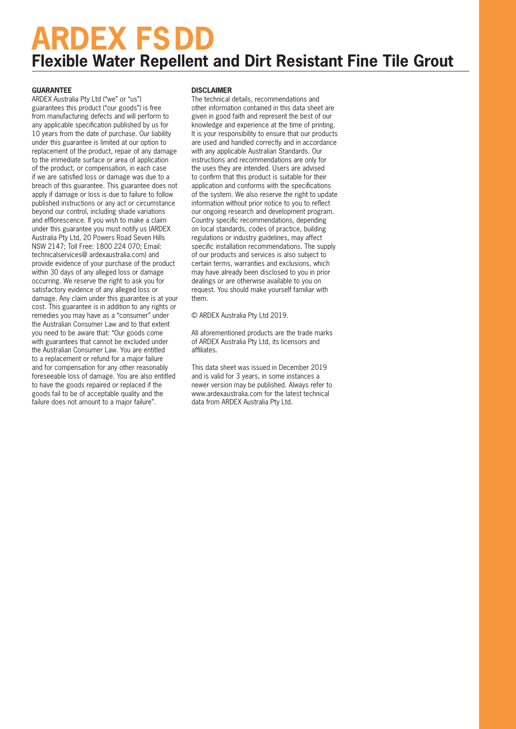# ARDEX FS DD

## Flexible Water Repellent and Dirt Resistant Fine Tile Grout

**GUARANTEE**

ARDEX Australia Pty Ltd ("we" or "us") guarantees this product ("our goods") is free from manufacturing defects and will perform to any applicable specification published by us for 10 years from the date of purchase. Our liability under this guarantee is limited at our option to replacement of the product, repair of any damage to the immediate surface or area of application of the product, or compensation, in each case if we are satisfied loss or damage was due to a breach of this guarantee. This guarantee does not apply if damage or loss is due to failure to follow published instructions or any act or circumstance beyond our control, including shade variations and efflorescence. If you wish to make a claim under this guarantee you must notify us (ARDEX Australia Pty Ltd, 20 Powers Road Seven Hills NSW 2147; Toll Free: 1800 224 070; Email: technicalservices@ ardexaustralia.com) and provide evidence of your purchase of the product within 30 days of any alleged loss or damage occurring. We reserve the right to ask you for satisfactory evidence of any alleged loss or damage. Any claim under this guarantee is at your cost. This guarantee is in addition to any rights or remedies you may have as a "consumer" under the Australian Consumer Law and to that extent you need to be aware that: "Our goods come with guarantees that cannot be excluded under the Australian Consumer Law. You are entitled to a replacement or refund for a major failure and for compensation for any other reasonably foreseeable loss of damage. You are also entitled to have the goods repaired or replaced if the goods fail to be of acceptable quality and the failure does not amount to a major failure".

**DISCLAIMER**

The technical details, recommendations and other information contained in this data sheet are given in good faith and represent the best of our knowledge and experience at the time of printing. It is your responsibility to ensure that our products are used and handled correctly and in accordance with any applicable Australian Standards. Our instructions and recommendations are only for the uses they are intended. Users are advised to confirm that this product is suitable for their application and conforms with the specifications of the system. We also reserve the right to update information without prior notice to you to reflect our ongoing research and development program. Country specific recommendations, depending on local standards, codes of practice, building regulations or industry guidelines, may affect specific installation recommendations. The supply of our products and services is also subject to certain terms, warranties and exclusions, which may have already been disclosed to you in prior dealings or are otherwise available to you on request. You should make yourself familiar with them.

© ARDEX Australia Pty Ltd 2019.

All aforementioned products are the trade marks of ARDEX Australia Pty Ltd, its licensors and affiliates.

This data sheet was issued in December 2019 and is valid for 3 years, in some instances a newer version may be published. Always refer to www.ardexaustralia.com for the latest technical data from ARDEX Australia Pty Ltd.